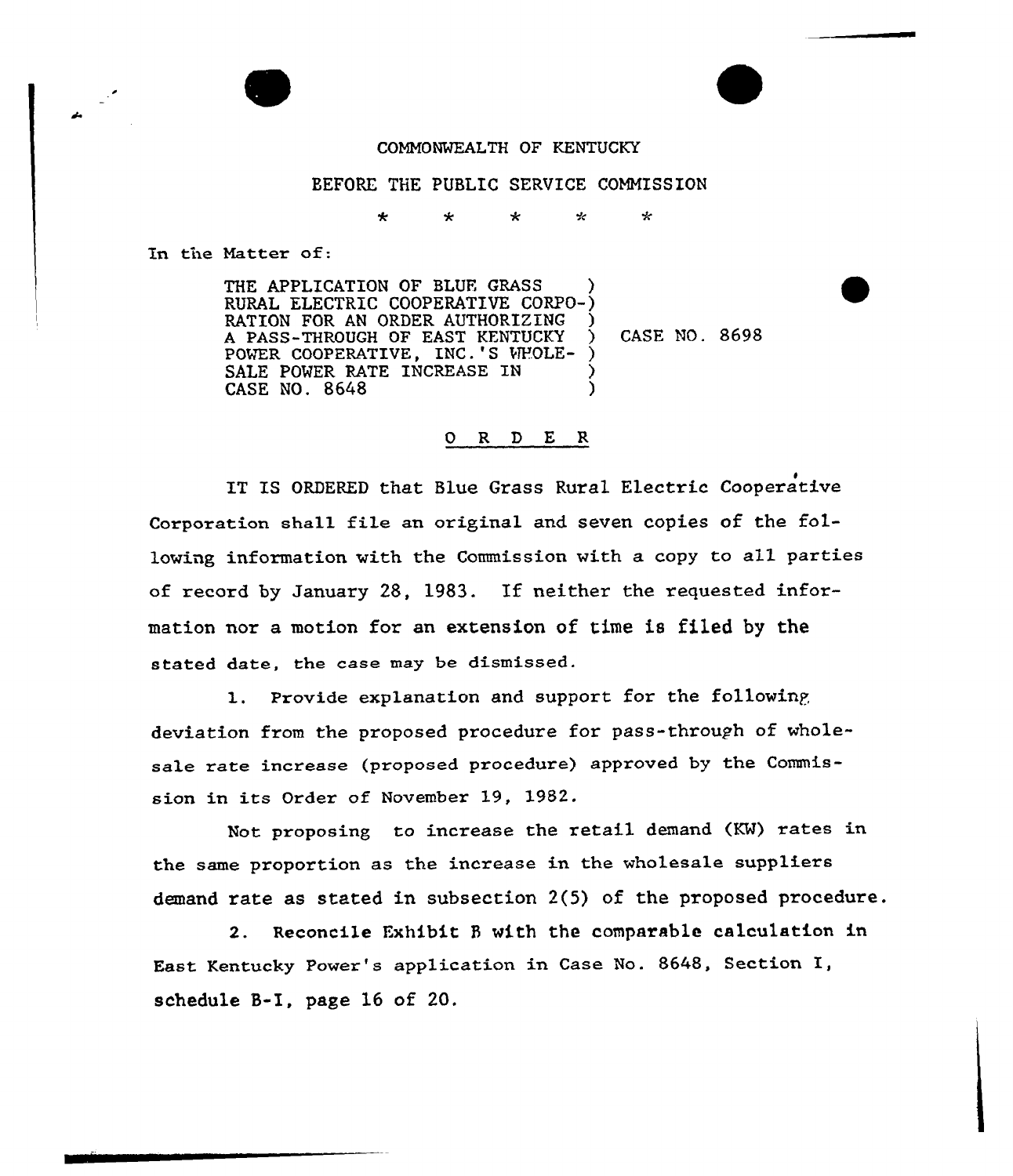COMMONWEALTH OF KENTUCKY

BEFORE THE PUBLIC SERVICE COMMISSION

\* \* \* \* \*

In the Matter of:

| | | |
|---|---|---|
| THE APPLICATION OF BLUE GRASS RURAL ELECTRIC COOPERATIVE CORPORATION FOR AN ORDER AUTHORIZING A PASS-THROUGH OF EAST KENTUCKY POWER COOPERATIVE, INC.'S WHOLESALE POWER RATE INCREASE IN CASE NO. 8648 | ) | CASE NO. 8698 |

## O R D E R

IT IS ORDERED that Blue Grass Rural Electric Cooperative Corporation shall file an original and seven copies of the following information with the Commission with a copy to all parties of record by January 28, 1983. If neither the requested information nor a motion for an extension of time is filed by the stated date, the case may be dismissed.

1. Provide explanation and support for the following deviation from the proposed procedure for pass-through of wholesale rate increase (proposed procedure) approved by the Commission in its Order of November 19, 1982.

Not proposing to increase the retail demand (KW) rates in the same proportion as the increase in the wholesale suppliers demand rate as stated in subsection 2(5) of the proposed procedure.

2. Reconcile Exhibit B with the comparable calculation in East Kentucky Power's application in Case No. 8648, Section I, schedule B-I, page 16 of 20.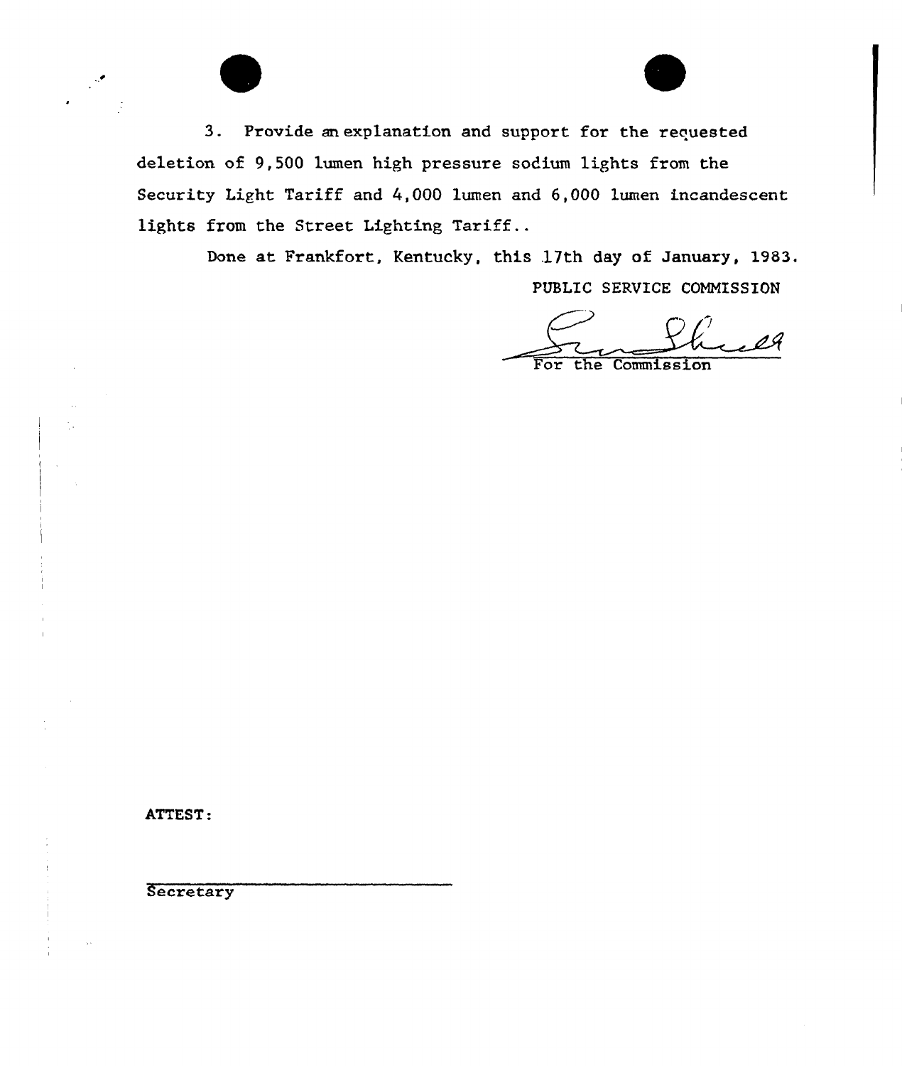3. Provide an explanation and support for the requested deletion of 9,500 lumen high pressure sodium lights from the Security Light Tariff and 4,000 lumen and 6,000 lumen incandescent lights from the Street Lighting Tariff..

Done at Frankfort, Kentucky, this 17th day of January, 1983.

PUBLIC SERVICE COMMISSION

For the Commission

ATTEST:

Secretary